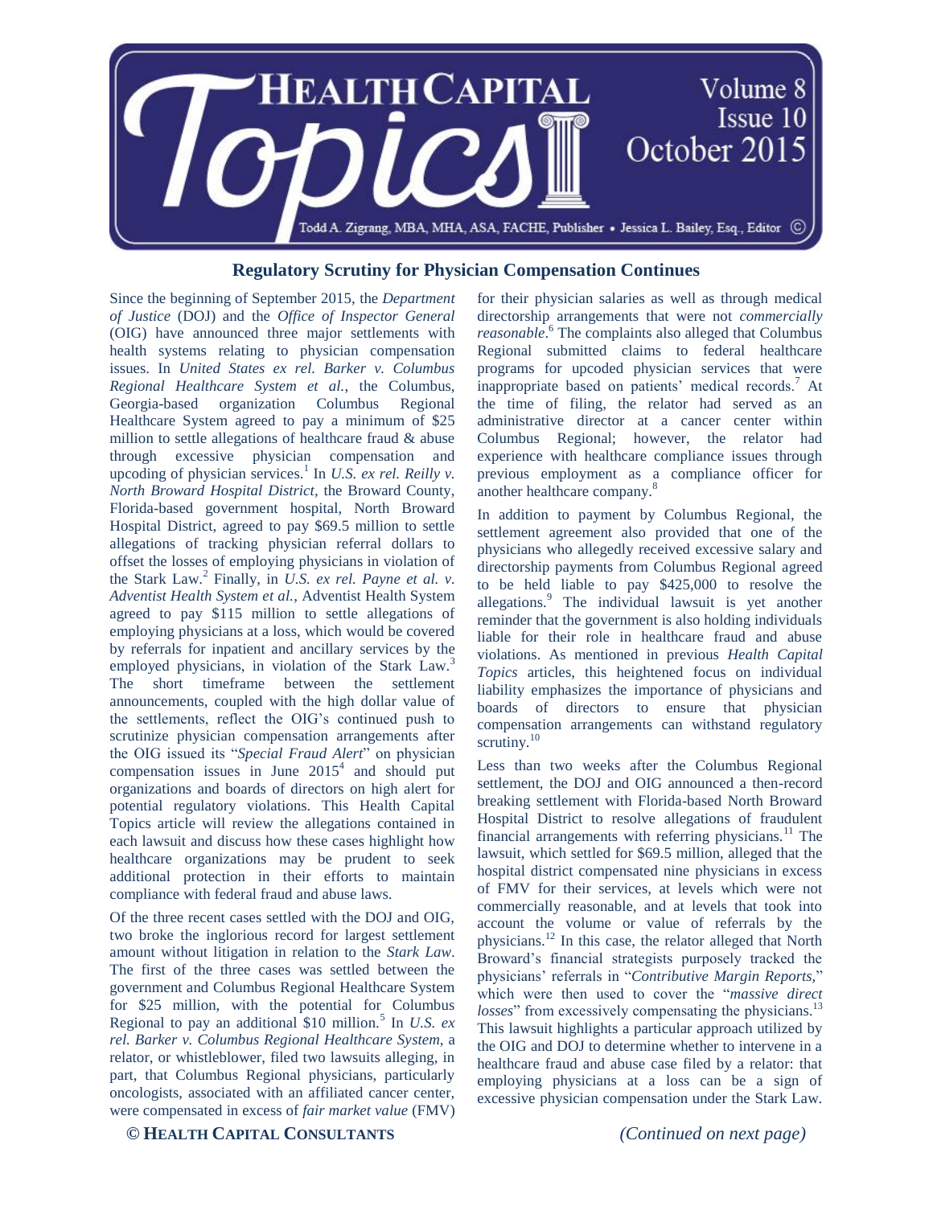# Regulatory Scrutiny for Physician Compensation Continues

Since the beginning of September 2015, the *Department of Justice* (DOJ) and the *Office of Inspector General* (OIG) have announced three major settlements with health systems relating to physician compensation issues. In *United States ex rel. Barker v. Columbus Regional Healthcare System et al.*, the Columbus, Georgia-based organization Columbus Regional Healthcare System agreed to pay a minimum of $25 million to settle allegations of healthcare fraud & abuse through excessive physician compensation and upcoding of physician services.[1] In *U.S. ex rel. Reilly v. North Broward Hospital District*, the Broward County, Florida-based government hospital, North Broward Hospital District, agreed to pay $69.5 million to settle allegations of tracking physician referral dollars to offset the losses of employing physicians in violation of the Stark Law.[2] Finally, in *U.S. ex rel. Payne et al. v. Adventist Health System et al.*, Adventist Health System agreed to pay $115 million to settle allegations of employing physicians at a loss, which would be covered by referrals for inpatient and ancillary services by the employed physicians, in violation of the Stark Law.[3] The short timeframe between the settlement announcements, coupled with the high dollar value of the settlements, reflect the OIG's continued push to scrutinize physician compensation arrangements after the OIG issued its "*Special Fraud Alert*" on physician compensation issues in June 2015[4] and should put organizations and boards of directors on high alert for potential regulatory violations. This Health Capital Topics article will review the allegations contained in each lawsuit and discuss how these cases highlight how healthcare organizations may be prudent to seek additional protection in their efforts to maintain compliance with federal fraud and abuse laws.

Of the three recent cases settled with the DOJ and OIG, two broke the inglorious record for largest settlement amount without litigation in relation to the *Stark Law*. The first of the three cases was settled between the government and Columbus Regional Healthcare System for $25 million, with the potential for Columbus Regional to pay an additional $10 million.[5] In *U.S. ex rel. Barker v. Columbus Regional Healthcare System*, a relator, or whistleblower, filed two lawsuits alleging, in part, that Columbus Regional physicians, particularly oncologists, associated with an affiliated cancer center, were compensated in excess of *fair market value* (FMV) for their physician salaries as well as through medical directorship arrangements that were not *commercially reasonable*.[6] The complaints also alleged that Columbus Regional submitted claims to federal healthcare programs for upcoded physician services that were inappropriate based on patients' medical records.[7] At the time of filing, the relator had served as an administrative director at a cancer center within Columbus Regional; however, the relator had experience with healthcare compliance issues through previous employment as a compliance officer for another healthcare company.[8]

In addition to payment by Columbus Regional, the settlement agreement also provided that one of the physicians who allegedly received excessive salary and directorship payments from Columbus Regional agreed to be held liable to pay $425,000 to resolve the allegations.[9] The individual lawsuit is yet another reminder that the government is also holding individuals liable for their role in healthcare fraud and abuse violations. As mentioned in previous *Health Capital Topics* articles, this heightened focus on individual liability emphasizes the importance of physicians and boards of directors to ensure that physician compensation arrangements can withstand regulatory scrutiny.[10]

Less than two weeks after the Columbus Regional settlement, the DOJ and OIG announced a then-record breaking settlement with Florida-based North Broward Hospital District to resolve allegations of fraudulent financial arrangements with referring physicians.[11] The lawsuit, which settled for $69.5 million, alleged that the hospital district compensated nine physicians in excess of FMV for their services, at levels which were not commercially reasonable, and at levels that took into account the volume or value of referrals by the physicians.[12] In this case, the relator alleged that North Broward's financial strategists purposely tracked the physicians' referrals in "*Contributive Margin Reports,*" which were then used to cover the "*massive direct losses*" from excessively compensating the physicians.[13] This lawsuit highlights a particular approach utilized by the OIG and DOJ to determine whether to intervene in a healthcare fraud and abuse case filed by a relator: that employing physicians at a loss can be a sign of excessive physician compensation under the Stark Law.

*(Continued on next page)*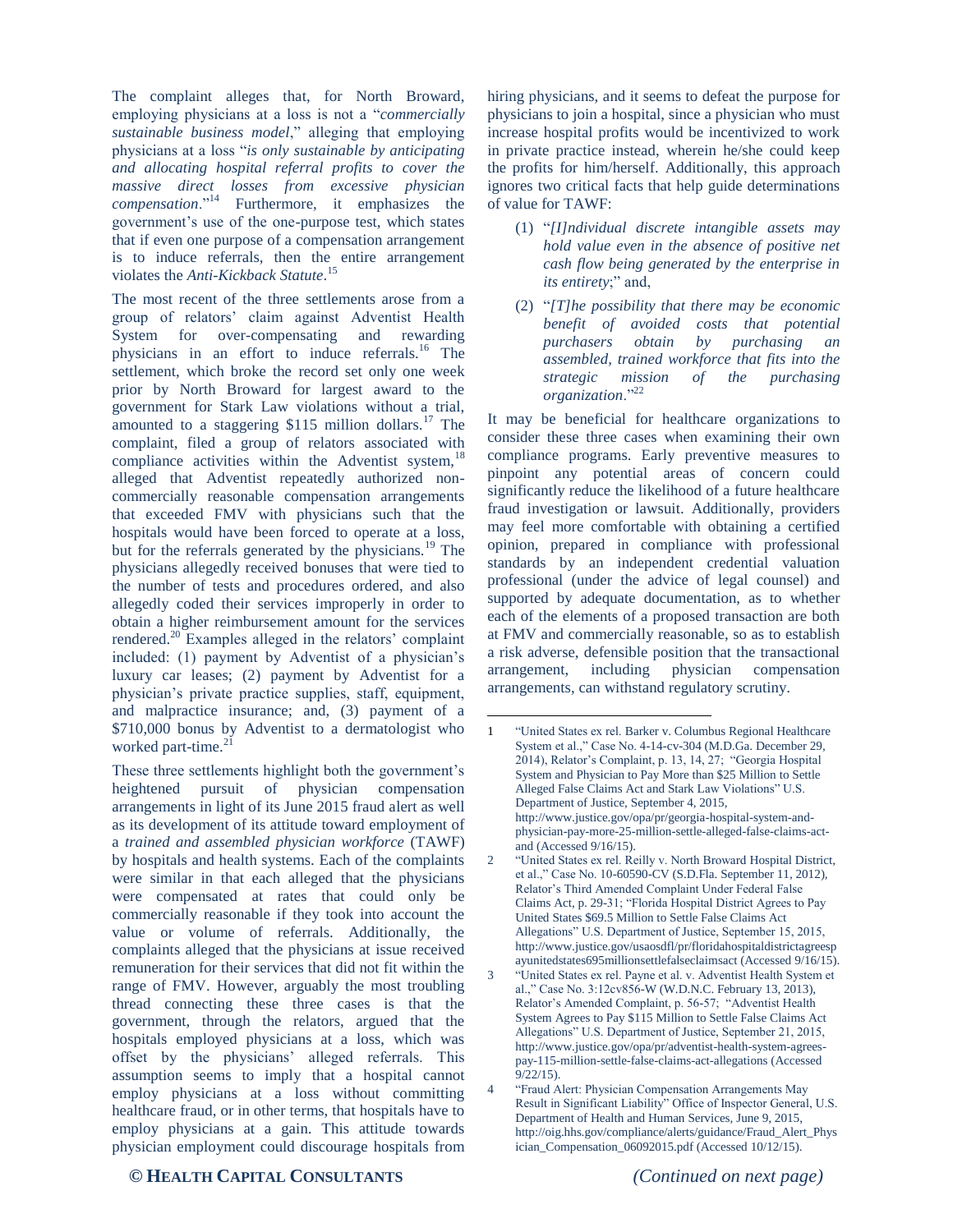The complaint alleges that, for North Broward, employing physicians at a loss is not a "*commercially sustainable business model*," alleging that employing physicians at a loss "*is only sustainable by anticipating and allocating hospital referral profits to cover the massive direct losses from excessive physician compensation*."[14] Furthermore, it emphasizes the government's use of the one-purpose test, which states that if even one purpose of a compensation arrangement is to induce referrals, then the entire arrangement violates the *Anti-Kickback Statute*.[15]

The most recent of the three settlements arose from a group of relators' claim against Adventist Health System for over-compensating and rewarding physicians in an effort to induce referrals.[16] The settlement, which broke the record set only one week prior by North Broward for largest award to the government for Stark Law violations without a trial, amounted to a staggering $115 million dollars.[17] The complaint, filed a group of relators associated with compliance activities within the Adventist system,[18] alleged that Adventist repeatedly authorized non-commercially reasonable compensation arrangements that exceeded FMV with physicians such that the hospitals would have been forced to operate at a loss, but for the referrals generated by the physicians.[19] The physicians allegedly received bonuses that were tied to the number of tests and procedures ordered, and also allegedly coded their services improperly in order to obtain a higher reimbursement amount for the services rendered.[20] Examples alleged in the relators' complaint included: (1) payment by Adventist of a physician's luxury car leases; (2) payment by Adventist for a physician's private practice supplies, staff, equipment, and malpractice insurance; and, (3) payment of a $710,000 bonus by Adventist to a dermatologist who worked part-time.[21]

These three settlements highlight both the government's heightened pursuit of physician compensation arrangements in light of its June 2015 fraud alert as well as its development of its attitude toward employment of a *trained and assembled physician workforce* (TAWF) by hospitals and health systems. Each of the complaints were similar in that each alleged that the physicians were compensated at rates that could only be commercially reasonable if they took into account the value or volume of referrals. Additionally, the complaints alleged that the physicians at issue received remuneration for their services that did not fit within the range of FMV. However, arguably the most troubling thread connecting these three cases is that the government, through the relators, argued that the hospitals employed physicians at a loss, which was offset by the physicians' alleged referrals. This assumption seems to imply that a hospital cannot employ physicians at a loss without committing healthcare fraud, or in other terms, that hospitals have to employ physicians at a gain. This attitude towards physician employment could discourage hospitals from hiring physicians, and it seems to defeat the purpose for physicians to join a hospital, since a physician who must increase hospital profits would be incentivized to work in private practice instead, wherein he/she could keep the profits for him/herself. Additionally, this approach ignores two critical facts that help guide determinations of value for TAWF:

(1) "*[I]ndividual discrete intangible assets may hold value even in the absence of positive net cash flow being generated by the enterprise in its entirety*;" and,

(2) "*[T]he possibility that there may be economic benefit of avoided costs that potential purchasers obtain by purchasing an assembled, trained workforce that fits into the strategic mission of the purchasing organization*."[22]

It may be beneficial for healthcare organizations to consider these three cases when examining their own compliance programs. Early preventive measures to pinpoint any potential areas of concern could significantly reduce the likelihood of a future healthcare fraud investigation or lawsuit. Additionally, providers may feel more comfortable with obtaining a certified opinion, prepared in compliance with professional standards by an independent credential valuation professional (under the advice of legal counsel) and supported by adequate documentation, as to whether each of the elements of a proposed transaction are both at FMV and commercially reasonable, so as to establish a risk adverse, defensible position that the transactional arrangement, including physician compensation arrangements, can withstand regulatory scrutiny.

---

1 "United States ex rel. Barker v. Columbus Regional Healthcare System et al.," Case No. 4-14-cv-304 (M.D.Ga. December 29, 2014), Relator's Complaint, p. 13, 14, 27; "Georgia Hospital System and Physician to Pay More than $25 Million to Settle Alleged False Claims Act and Stark Law Violations" U.S. Department of Justice, September 4, 2015, http://www.justice.gov/opa/pr/georgia-hospital-system-and-physician-pay-more-25-million-settle-alleged-false-claims-act-and (Accessed 9/16/15).

2 "United States ex rel. Reilly v. North Broward Hospital District, et al.," Case No. 10-60590-CV (S.D.Fla. September 11, 2012), Relator's Third Amended Complaint Under Federal False Claims Act, p. 29-31; "Florida Hospital District Agrees to Pay United States $69.5 Million to Settle False Claims Act Allegations" U.S. Department of Justice, September 15, 2015, http://www.justice.gov/usaosdfl/pr/floridahospitaldistrictagreespayunitedstates695millionsettlefalseclaimsact (Accessed 9/16/15).

3 "United States ex rel. Payne et al. v. Adventist Health System et al.," Case No. 3:12cv856-W (W.D.N.C. February 13, 2013), Relator's Amended Complaint, p. 56-57; "Adventist Health System Agrees to Pay $115 Million to Settle False Claims Act Allegations" U.S. Department of Justice, September 21, 2015, http://www.justice.gov/opa/pr/adventist-health-system-agrees-pay-115-million-settle-false-claims-act-allegations (Accessed 9/22/15).

4 "Fraud Alert: Physician Compensation Arrangements May Result in Significant Liability" Office of Inspector General, U.S. Department of Health and Human Services, June 9, 2015, http://oig.hhs.gov/compliance/alerts/guidance/Fraud_Alert_Physician_Compensation_06092015.pdf (Accessed 10/12/15).

*(Continued on next page)*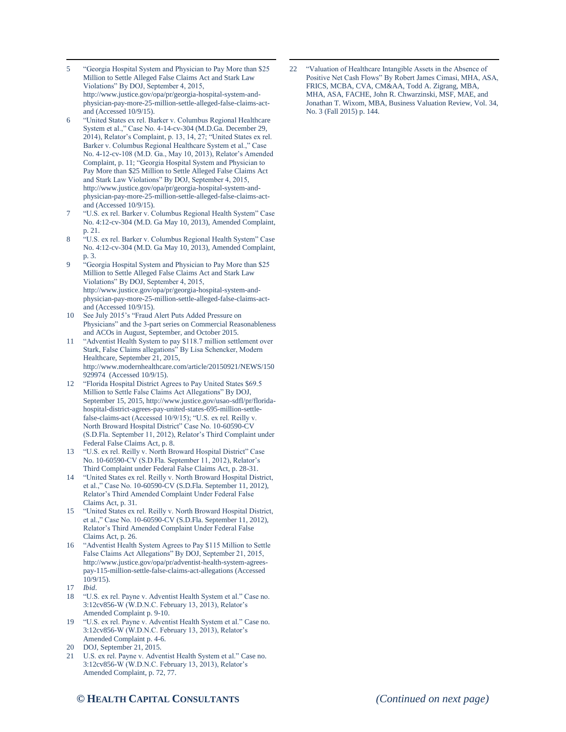5. "Georgia Hospital System and Physician to Pay More than $25 Million to Settle Alleged False Claims Act and Stark Law Violations" By DOJ, September 4, 2015, http://www.justice.gov/opa/pr/georgia-hospital-system-and-physician-pay-more-25-million-settle-alleged-false-claims-act-and (Accessed 10/9/15).
6. "United States ex rel. Barker v. Columbus Regional Healthcare System et al.," Case No. 4-14-cv-304 (M.D.Ga. December 29, 2014), Relator's Complaint, p. 13, 14, 27; "United States ex rel. Barker v. Columbus Regional Healthcare System et al.," Case No. 4-12-cv-108 (M.D. Ga., May 10, 2013), Relator's Amended Complaint, p. 11; "Georgia Hospital System and Physician to Pay More than $25 Million to Settle Alleged False Claims Act and Stark Law Violations" By DOJ, September 4, 2015, http://www.justice.gov/opa/pr/georgia-hospital-system-and-physician-pay-more-25-million-settle-alleged-false-claims-act-and (Accessed 10/9/15).
7. "U.S. ex rel. Barker v. Columbus Regional Health System" Case No. 4:12-cv-304 (M.D. Ga May 10, 2013), Amended Complaint, p. 21.
8. "U.S. ex rel. Barker v. Columbus Regional Health System" Case No. 4:12-cv-304 (M.D. Ga May 10, 2013), Amended Complaint, p. 3.
9. "Georgia Hospital System and Physician to Pay More than $25 Million to Settle Alleged False Claims Act and Stark Law Violations" By DOJ, September 4, 2015, http://www.justice.gov/opa/pr/georgia-hospital-system-and-physician-pay-more-25-million-settle-alleged-false-claims-act-and (Accessed 10/9/15).
10. See July 2015's "Fraud Alert Puts Added Pressure on Physicians" and the 3-part series on Commercial Reasonableness and ACOs in August, September, and October 2015.
11. "Adventist Health System to pay $118.7 million settlement over Stark, False Claims allegations" By Lisa Schencker, Modern Healthcare, September 21, 2015, http://www.modernhealthcare.com/article/20150921/NEWS/150929974 (Accessed 10/9/15).
12. "Florida Hospital District Agrees to Pay United States $69.5 Million to Settle False Claims Act Allegations" By DOJ, September 15, 2015, http://www.justice.gov/usao-sdfl/pr/florida-hospital-district-agrees-pay-united-states-695-million-settle-false-claims-act (Accessed 10/9/15); "U.S. ex rel. Reilly v. North Broward Hospital District" Case No. 10-60590-CV (S.D.Fla. September 11, 2012), Relator's Third Complaint under Federal False Claims Act, p. 8.
13. "U.S. ex rel. Reilly v. North Broward Hospital District" Case No. 10-60590-CV (S.D.Fla. September 11, 2012), Relator's Third Complaint under Federal False Claims Act, p. 28-31.
14. "United States ex rel. Reilly v. North Broward Hospital District, et al.," Case No. 10-60590-CV (S.D.Fla. September 11, 2012), Relator's Third Amended Complaint Under Federal False Claims Act, p. 31.
15. "United States ex rel. Reilly v. North Broward Hospital District, et al.," Case No. 10-60590-CV (S.D.Fla. September 11, 2012), Relator's Third Amended Complaint Under Federal False Claims Act, p. 26.
16. "Adventist Health System Agrees to Pay $115 Million to Settle False Claims Act Allegations" By DOJ, September 21, 2015, http://www.justice.gov/opa/pr/adventist-health-system-agrees-pay-115-million-settle-false-claims-act-allegations (Accessed 10/9/15).
17. *Ibid*.
18. "U.S. ex rel. Payne v. Adventist Health System et al." Case no. 3:12cv856-W (W.D.N.C. February 13, 2013), Relator's Amended Complaint p. 9-10.
19. "U.S. ex rel. Payne v. Adventist Health System et al." Case no. 3:12cv856-W (W.D.N.C. February 13, 2013), Relator's Amended Complaint p. 4-6.
20. DOJ, September 21, 2015.
21. U.S. ex rel. Payne v. Adventist Health System et al." Case no. 3:12cv856-W (W.D.N.C. February 13, 2013), Relator's Amended Complaint, p. 72, 77.
22. "Valuation of Healthcare Intangible Assets in the Absence of Positive Net Cash Flows" By Robert James Cimasi, MHA, ASA, FRICS, MCBA, CVA, CM&AA, Todd A. Zigrang, MBA, MHA, ASA, FACHE, John R. Chwarzinski, MSF, MAE, and Jonathan T. Wixom, MBA, Business Valuation Review, Vol. 34, No. 3 (Fall 2015) p. 144.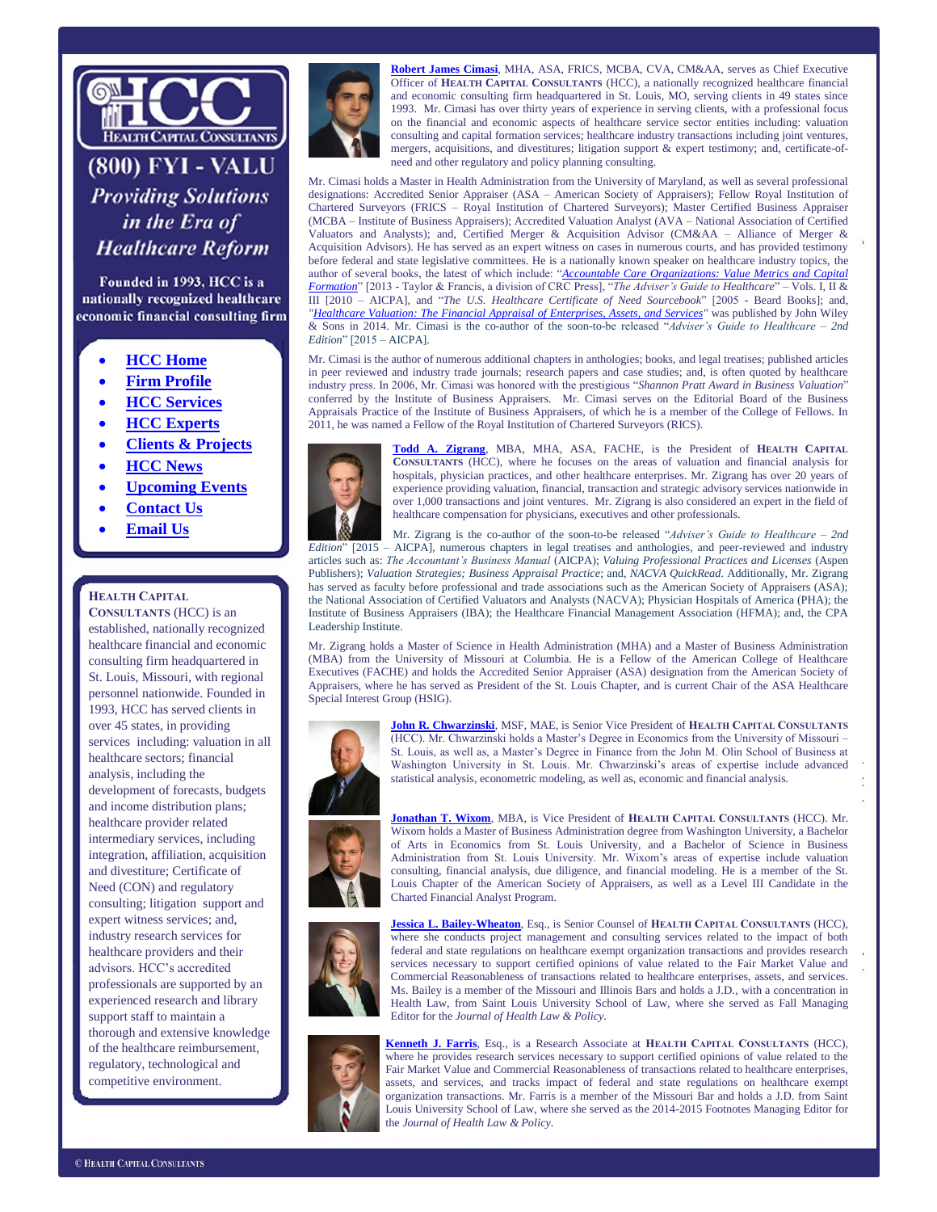# HCC HEALTH CAPITAL CONSULTANTS

**(800) FYI - VALU**

***Providing Solutions in the Era of Healthcare Reform***

**Founded in 1993, HCC is a nationally recognized healthcare economic financial consulting firm**

- HCC Home
- Firm Profile
- HCC Services
- HCC Experts
- Clients & Projects
- HCC News
- Upcoming Events
- Contact Us
- Email Us

**HEALTH CAPITAL CONSULTANTS** (HCC) is an established, nationally recognized healthcare financial and economic consulting firm headquartered in St. Louis, Missouri, with regional personnel nationwide. Founded in 1993, HCC has served clients in over 45 states, in providing services including: valuation in all healthcare sectors; financial analysis, including the development of forecasts, budgets and income distribution plans; healthcare provider related intermediary services, including integration, affiliation, acquisition and divestiture; Certificate of Need (CON) and regulatory consulting; litigation support and expert witness services; and, industry research services for healthcare providers and their advisors. HCC's accredited professionals are supported by an experienced research and library support staff to maintain a thorough and extensive knowledge of the healthcare reimbursement, regulatory, technological and competitive environment.

**Robert James Cimasi**, MHA, ASA, FRICS, MCBA, CVA, CM&AA, serves as Chief Executive Officer of **HEALTH CAPITAL CONSULTANTS** (HCC), a nationally recognized healthcare financial and economic consulting firm headquartered in St. Louis, MO, serving clients in 49 states since 1993. Mr. Cimasi has over thirty years of experience in serving clients, with a professional focus on the financial and economic aspects of healthcare service sector entities including: valuation consulting and capital formation services; healthcare industry transactions including joint ventures, mergers, acquisitions, and divestitures; litigation support & expert testimony; and, certificate-of-need and other regulatory and policy planning consulting.

Mr. Cimasi holds a Master in Health Administration from the University of Maryland, as well as several professional designations: Accredited Senior Appraiser (ASA – American Society of Appraisers); Fellow Royal Institution of Chartered Surveyors (FRICS – Royal Institution of Chartered Surveyors); Master Certified Business Appraiser (MCBA – Institute of Business Appraisers); Accredited Valuation Analyst (AVA – National Association of Certified Valuators and Analysts); and, Certified Merger & Acquisition Advisor (CM&AA – Alliance of Merger & Acquisition Advisors). He has served as an expert witness on cases in numerous courts, and has provided testimony before federal and state legislative committees. He is a nationally known speaker on healthcare industry topics, the author of several books, the latest of which include: "*Accountable Care Organizations: Value Metrics and Capital Formation*" [2013 - Taylor & Francis, a division of CRC Press], "*The Adviser's Guide to Healthcare*" – Vols. I, II & III [2010 – AICPA], and "*The U.S. Healthcare Certificate of Need Sourcebook*" [2005 - Beard Books]; and, "*Healthcare Valuation: The Financial Appraisal of Enterprises, Assets, and Services*" was published by John Wiley & Sons in 2014. Mr. Cimasi is the co-author of the soon-to-be released "*Adviser's Guide to Healthcare – 2nd Edition*" [2015 – AICPA].

Mr. Cimasi is the author of numerous additional chapters in anthologies; books, and legal treatises; published articles in peer reviewed and industry trade journals; research papers and case studies; and, is often quoted by healthcare industry press. In 2006, Mr. Cimasi was honored with the prestigious "*Shannon Pratt Award in Business Valuation*" conferred by the Institute of Business Appraisers. Mr. Cimasi serves on the Editorial Board of the Business Appraisals Practice of the Institute of Business Appraisers, of which he is a member of the College of Fellows. In 2011, he was named a Fellow of the Royal Institution of Chartered Surveyors (RICS).

**Todd A. Zigrang**, MBA, MHA, ASA, FACHE, is the President of **HEALTH CAPITAL CONSULTANTS** (HCC), where he focuses on the areas of valuation and financial analysis for hospitals, physician practices, and other healthcare enterprises. Mr. Zigrang has over 20 years of experience providing valuation, financial, transaction and strategic advisory services nationwide in over 1,000 transactions and joint ventures. Mr. Zigrang is also considered an expert in the field of healthcare compensation for physicians, executives and other professionals.

Mr. Zigrang is the co-author of the soon-to-be released "*Adviser's Guide to Healthcare – 2nd Edition*" [2015 – AICPA], numerous chapters in legal treatises and anthologies, and peer-reviewed and industry articles such as: *The Accountant's Business Manual* (AICPA); *Valuing Professional Practices and Licenses* (Aspen Publishers); *Valuation Strategies*; *Business Appraisal Practice*; and, *NACVA QuickRead*. Additionally, Mr. Zigrang has served as faculty before professional and trade associations such as the American Society of Appraisers (ASA); the National Association of Certified Valuators and Analysts (NACVA); Physician Hospitals of America (PHA); the Institute of Business Appraisers (IBA); the Healthcare Financial Management Association (HFMA); and, the CPA Leadership Institute.

Mr. Zigrang holds a Master of Science in Health Administration (MHA) and a Master of Business Administration (MBA) from the University of Missouri at Columbia. He is a Fellow of the American College of Healthcare Executives (FACHE) and holds the Accredited Senior Appraiser (ASA) designation from the American Society of Appraisers, where he has served as President of the St. Louis Chapter, and is current Chair of the ASA Healthcare Special Interest Group (HSIG).

**John R. Chwarzinski**, MSF, MAE, is Senior Vice President of **HEALTH CAPITAL CONSULTANTS** (HCC). Mr. Chwarzinski holds a Master's Degree in Economics from the University of Missouri – St. Louis, as well as, a Master's Degree in Finance from the John M. Olin School of Business at Washington University in St. Louis. Mr. Chwarzinski's areas of expertise include advanced statistical analysis, econometric modeling, as well as, economic and financial analysis.

**Jonathan T. Wixom**, MBA, is Vice President of **HEALTH CAPITAL CONSULTANTS** (HCC). Mr. Wixom holds a Master of Business Administration degree from Washington University, a Bachelor of Arts in Economics from St. Louis University, and a Bachelor of Science in Business Administration from St. Louis University. Mr. Wixom's areas of expertise include valuation consulting, financial analysis, due diligence, and financial modeling. He is a member of the St. Louis Chapter of the American Society of Appraisers, as well as a Level III Candidate in the Charted Financial Analyst Program.

**Jessica L. Bailey-Wheaton**, Esq., is Senior Counsel of **HEALTH CAPITAL CONSULTANTS** (HCC), where she conducts project management and consulting services related to the impact of both federal and state regulations on healthcare exempt organization transactions and provides research services necessary to support certified opinions of value related to the Fair Market Value and Commercial Reasonableness of transactions related to healthcare enterprises, assets, and services. Ms. Bailey is a member of the Missouri and Illinois Bars and holds a J.D., with a concentration in Health Law, from Saint Louis University School of Law, where she served as Fall Managing Editor for the *Journal of Health Law & Policy*.

**Kenneth J. Farris**, Esq., is a Research Associate at **HEALTH CAPITAL CONSULTANTS** (HCC), where he provides research services necessary to support certified opinions of value related to the Fair Market Value and Commercial Reasonableness of transactions related to healthcare enterprises, assets, and services, and tracks impact of federal and state regulations on healthcare exempt organization transactions. Mr. Farris is a member of the Missouri Bar and holds a J.D. from Saint Louis University School of Law, where she served as the 2014-2015 Footnotes Managing Editor for the *Journal of Health Law & Policy*.